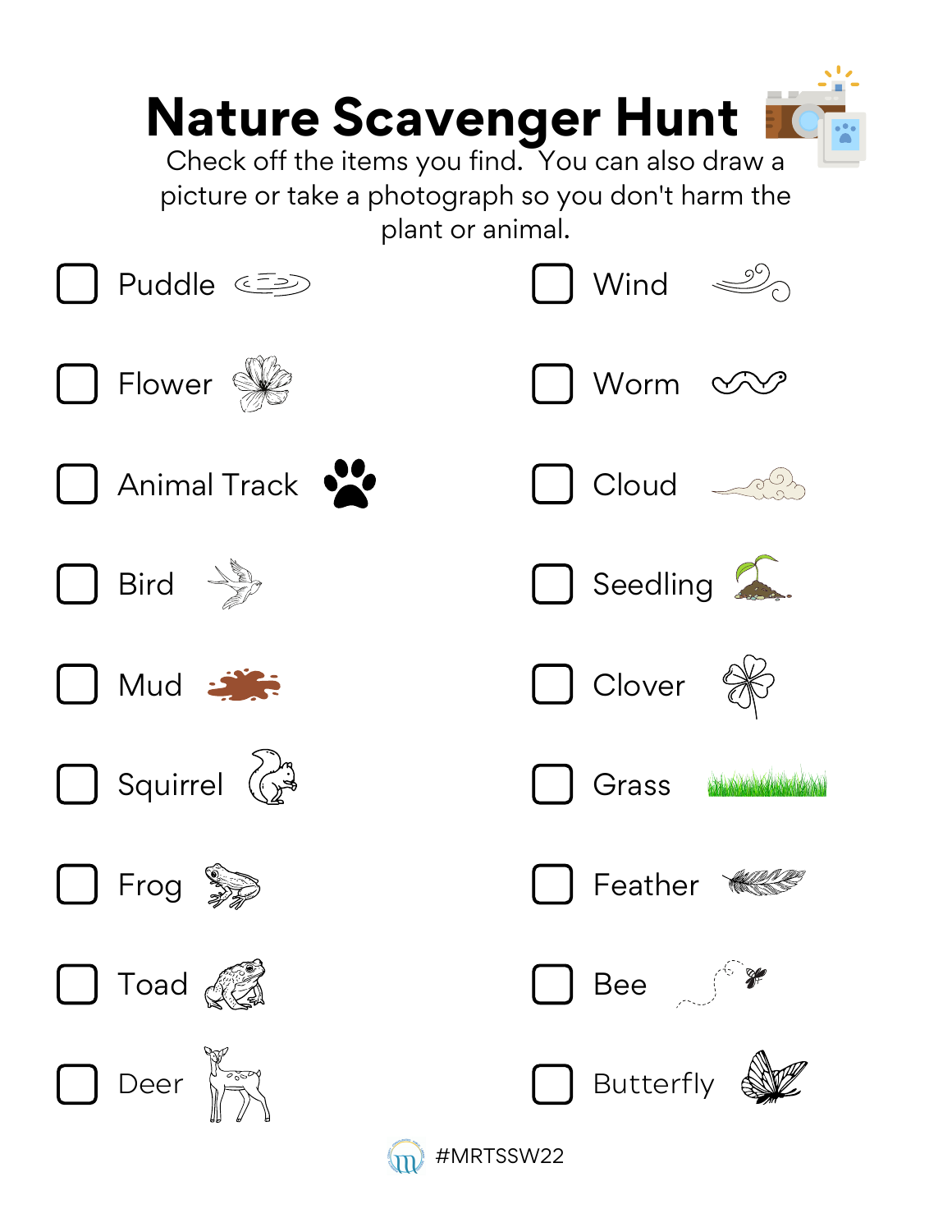# Nature Scavenger Hunt

Check off the items you find. You can also draw a picture or take a photograph so you don't harm the plant or animal.

- [ ] Puddle
- [ ] Flower
- [ ] Animal Track
- [ ] Bird
- [ ] Mud
- [ ] Squirrel
- [ ] Frog
- [ ] Toad
- [ ] Deer
- [ ] Wind
- [ ] Worm
- [ ] Cloud
- [ ] Seedling
- [ ] Clover
- [ ] Grass
- [ ] Feather
- [ ] Bee
- [ ] Butterfly

#MRTSSW22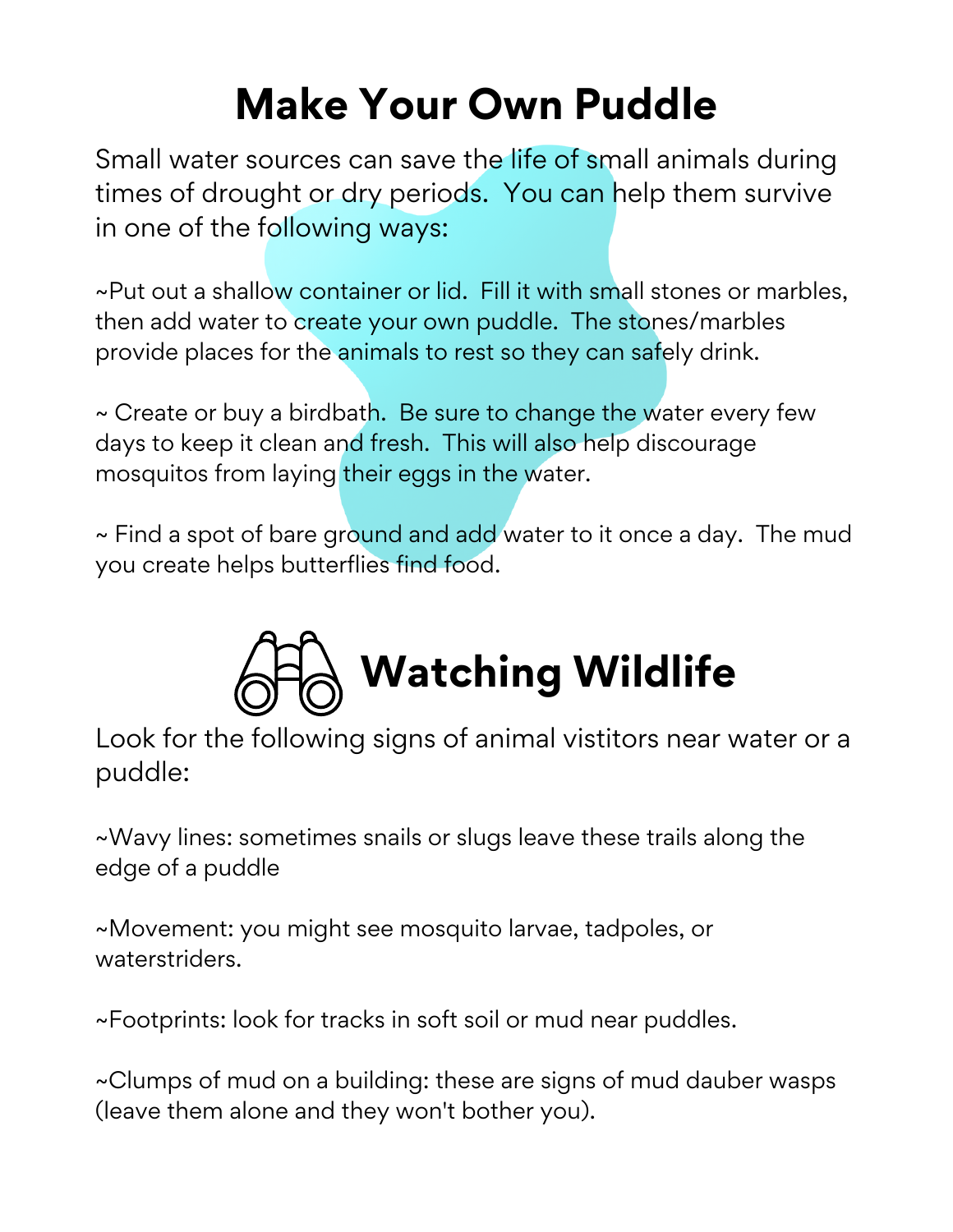# Make Your Own Puddle

Small water sources can save the life of small animals during times of drought or dry periods.  You can help them survive in one of the following ways:

~Put out a shallow container or lid.  Fill it with small stones or marbles, then add water to create your own puddle.  The stones/marbles provide places for the animals to rest so they can safely drink.

~ Create or buy a birdbath.  Be sure to change the water every few days to keep it clean and fresh.  This will also help discourage mosquitos from laying their eggs in the water.

~ Find a spot of bare ground and add water to it once a day.  The mud you create helps butterflies find food.

# Watching Wildlife

Look for the following signs of animal vistitors near water or a puddle:

~Wavy lines: sometimes snails or slugs leave these trails along the edge of a puddle

~Movement: you might see mosquito larvae, tadpoles, or waterstriders.

~Footprints: look for tracks in soft soil or mud near puddles.

~Clumps of mud on a building: these are signs of mud dauber wasps (leave them alone and they won't bother you).